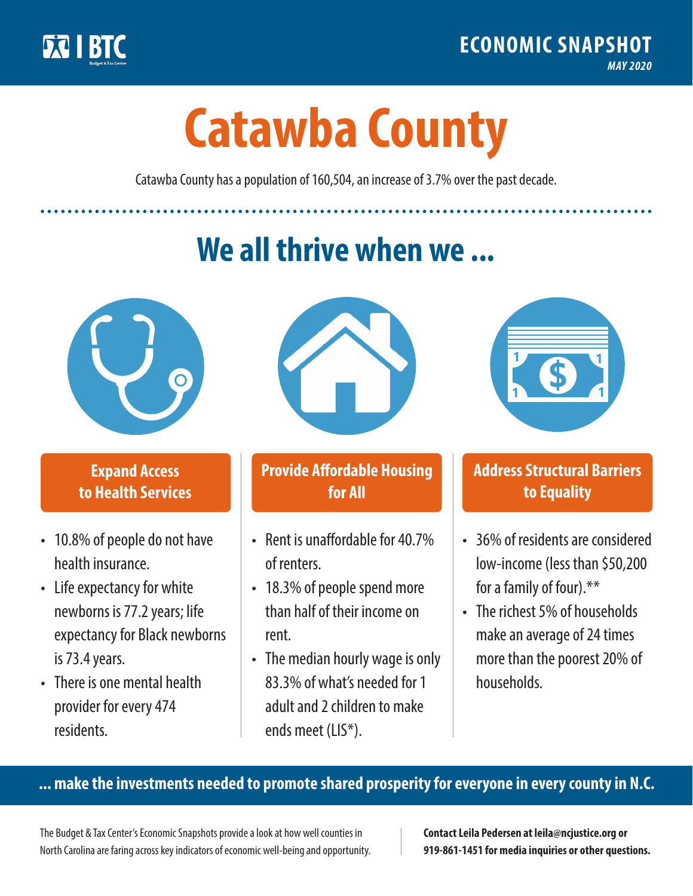BTC
Budget & Tax Center

**ECONOMIC SNAPSHOT**
*MAY 2020*

# Catawba County

Catawba County has a population of 160,504, an increase of 3.7% over the past decade.

## We all thrive when we ...

### Expand Access to Health Services

- 10.8% of people do not have health insurance.
- Life expectancy for white newborns is 77.2 years; life expectancy for Black newborns is 73.4 years.
- There is one mental health provider for every 474 residents.

### Provide Affordable Housing for All

- Rent is unaffordable for 40.7% of renters.
- 18.3% of people spend more than half of their income on rent.
- The median hourly wage is only 83.3% of what's needed for 1 adult and 2 children to make ends meet (LIS*).

### Address Structural Barriers to Equality

- 36% of residents are considered low-income (less than $50,200 for a family of four).**
- The richest 5% of households make an average of 24 times more than the poorest 20% of households.

**... make the investments needed to promote shared prosperity for everyone in every county in N.C.**

The Budget & Tax Center's Economic Snapshots provide a look at how well counties in North Carolina are faring across key indicators of economic well-being and opportunity.

**Contact Leila Pedersen at leila@ncjustice.org or 919-861-1451 for media inquiries or other questions.**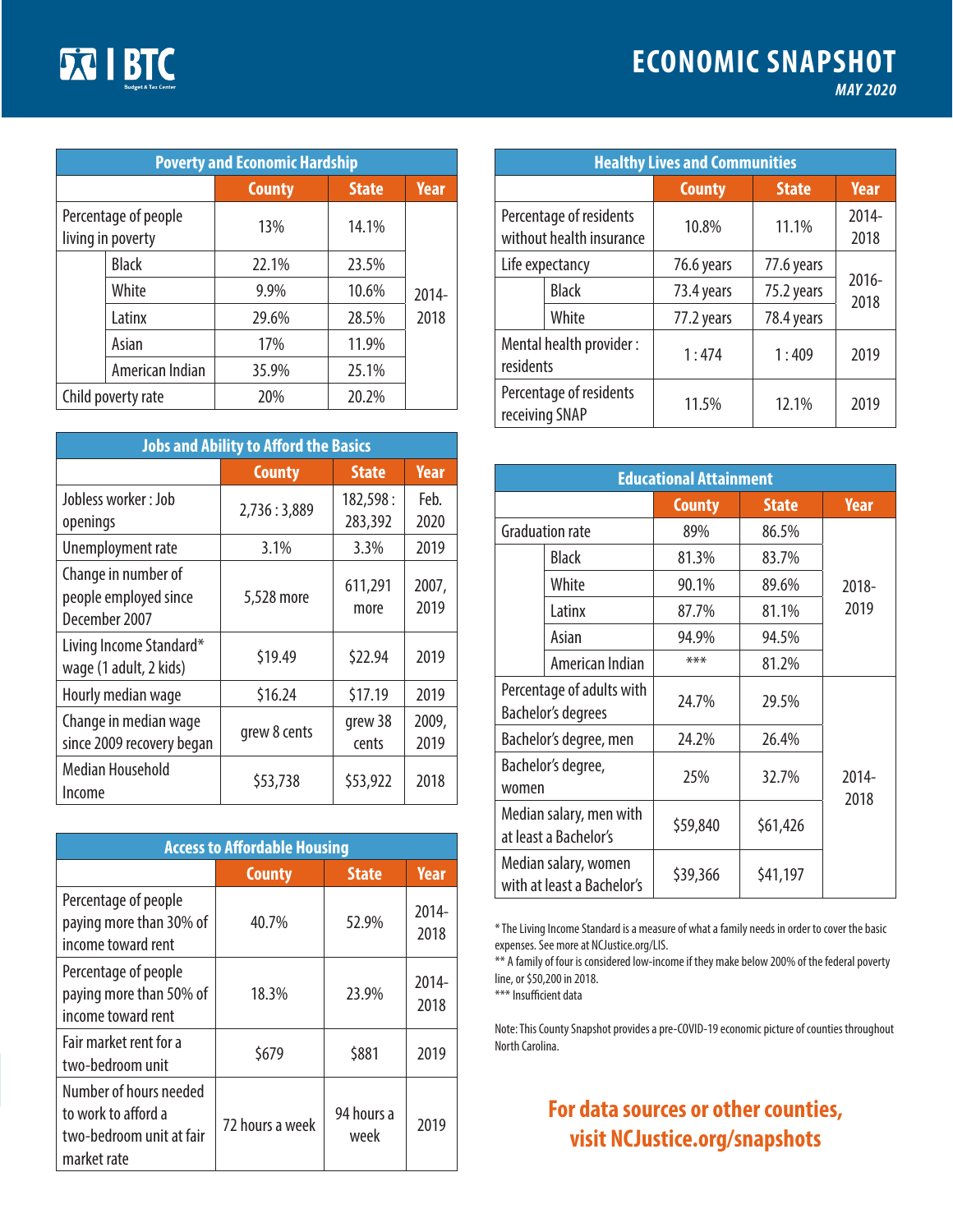# BTC | Budget & Tax Center

## ECONOMIC SNAPSHOT

*MAY 2020*

| Poverty and Economic Hardship | | County | State | Year |
|---|---|---|---|---|
| Percentage of people living in poverty | | 13% | 14.1% | 2014-2018 |
| | Black | 22.1% | 23.5% | |
| | White | 9.9% | 10.6% | |
| | Latinx | 29.6% | 28.5% | |
| | Asian | 17% | 11.9% | |
| | American Indian | 35.9% | 25.1% | |
| Child poverty rate | | 20% | 20.2% | |

| Jobs and Ability to Afford the Basics | County | State | Year |
|---|---|---|---|
| Jobless worker : Job openings | 2,736 : 3,889 | 182,598 : 283,392 | Feb. 2020 |
| Unemployment rate | 3.1% | 3.3% | 2019 |
| Change in number of people employed since December 2007 | 5,528 more | 611,291 more | 2007, 2019 |
| Living Income Standard* wage (1 adult, 2 kids) | $19.49 | $22.94 | 2019 |
| Hourly median wage | $16.24 | $17.19 | 2019 |
| Change in median wage since 2009 recovery began | grew 8 cents | grew 38 cents | 2009, 2019 |
| Median Household Income | $53,738 | $53,922 | 2018 |

| Access to Affordable Housing | County | State | Year |
|---|---|---|---|
| Percentage of people paying more than 30% of income toward rent | 40.7% | 52.9% | 2014-2018 |
| Percentage of people paying more than 50% of income toward rent | 18.3% | 23.9% | 2014-2018 |
| Fair market rent for a two-bedroom unit | $679 | $881 | 2019 |
| Number of hours needed to work to afford a two-bedroom unit at fair market rate | 72 hours a week | 94 hours a week | 2019 |

| Healthy Lives and Communities | | County | State | Year |
|---|---|---|---|---|
| Percentage of residents without health insurance | | 10.8% | 11.1% | 2014-2018 |
| Life expectancy | | 76.6 years | 77.6 years | 2016-2018 |
| | Black | 73.4 years | 75.2 years | |
| | White | 77.2 years | 78.4 years | |
| Mental health provider : residents | | 1 : 474 | 1 : 409 | 2019 |
| Percentage of residents receiving SNAP | | 11.5% | 12.1% | 2019 |

| Educational Attainment | | County | State | Year |
|---|---|---|---|---|
| Graduation rate | | 89% | 86.5% | 2018-2019 |
| | Black | 81.3% | 83.7% | |
| | White | 90.1% | 89.6% | |
| | Latinx | 87.7% | 81.1% | |
| | Asian | 94.9% | 94.5% | |
| | American Indian | *** | 81.2% | |
| Percentage of adults with Bachelor's degrees | | 24.7% | 29.5% | 2014-2018 |
| Bachelor's degree, men | | 24.2% | 26.4% | |
| Bachelor's degree, women | | 25% | 32.7% | |
| Median salary, men with at least a Bachelor's | | $59,840 | $61,426 | |
| Median salary, women with at least a Bachelor's | | $39,366 | $41,197 | |

* The Living Income Standard is a measure of what a family needs in order to cover the basic expenses. See more at NCJustice.org/LIS.

** A family of four is considered low-income if they make below 200% of the federal poverty line, or $50,200 in 2018.

*** Insufficient data

Note: This County Snapshot provides a pre-COVID-19 economic picture of counties throughout North Carolina.

**For data sources or other counties, visit NCJustice.org/snapshots**